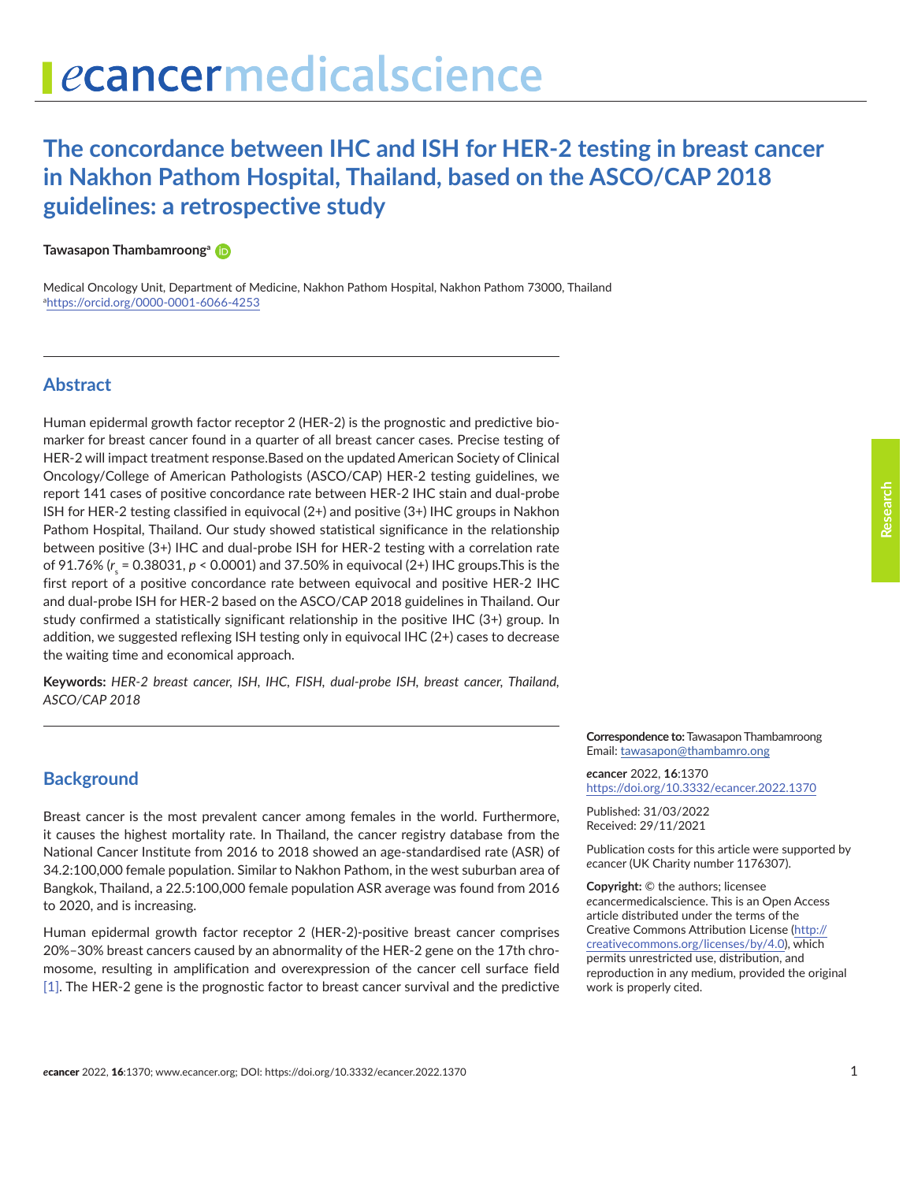# The concordance between IHC and ISH for HER-2 testing in breast cancer in Nakhon Pathom Hospital, Thailand, based on the ASCO/CAP 2018 guidelines: a retrospective study

**Tawasapon Thambamroong**[a]

Medical Oncology Unit, Department of Medicine, Nakhon Pathom Hospital, Nakhon Pathom 73000, Thailand
[a]https://orcid.org/0000-0001-6066-4253

## Abstract

Human epidermal growth factor receptor 2 (HER-2) is the prognostic and predictive biomarker for breast cancer found in a quarter of all breast cancer cases. Precise testing of HER-2 will impact treatment response.Based on the updated American Society of Clinical Oncology/College of American Pathologists (ASCO/CAP) HER-2 testing guidelines, we report 141 cases of positive concordance rate between HER-2 IHC stain and dual-probe ISH for HER-2 testing classified in equivocal (2+) and positive (3+) IHC groups in Nakhon Pathom Hospital, Thailand. Our study showed statistical significance in the relationship between positive (3+) IHC and dual-probe ISH for HER-2 testing with a correlation rate of 91.76% ($r_s = 0.38031$, $p < 0.0001$) and 37.50% in equivocal (2+) IHC groups.This is the first report of a positive concordance rate between equivocal and positive HER-2 IHC and dual-probe ISH for HER-2 based on the ASCO/CAP 2018 guidelines in Thailand. Our study confirmed a statistically significant relationship in the positive IHC (3+) group. In addition, we suggested reflexing ISH testing only in equivocal IHC (2+) cases to decrease the waiting time and economical approach.

**Keywords:** *HER-2 breast cancer, ISH, IHC, FISH, dual-probe ISH, breast cancer, Thailand, ASCO/CAP 2018*

**Correspondence to:** Tawasapon Thambamroong
Email: tawasapon@thambamro.ong

*e*cancer 2022, **16**:1370
https://doi.org/10.3332/ecancer.2022.1370

Published: 31/03/2022
Received: 29/11/2021

Publication costs for this article were supported by *e*cancer (UK Charity number 1176307).

**Copyright:** © the authors; licensee *e*cancermedicalscience. This is an Open Access article distributed under the terms of the Creative Commons Attribution License (http://creativecommons.org/licenses/by/4.0), which permits unrestricted use, distribution, and reproduction in any medium, provided the original work is properly cited.

## Background

Breast cancer is the most prevalent cancer among females in the world. Furthermore, it causes the highest mortality rate. In Thailand, the cancer registry database from the National Cancer Institute from 2016 to 2018 showed an age-standardised rate (ASR) of 34.2:100,000 female population. Similar to Nakhon Pathom, in the west suburban area of Bangkok, Thailand, a 22.5:100,000 female population ASR average was found from 2016 to 2020, and is increasing.

Human epidermal growth factor receptor 2 (HER-2)-positive breast cancer comprises 20%–30% breast cancers caused by an abnormality of the HER-2 gene on the 17th chromosome, resulting in amplification and overexpression of the cancer cell surface field [1]. The HER-2 gene is the prognostic factor to breast cancer survival and the predictive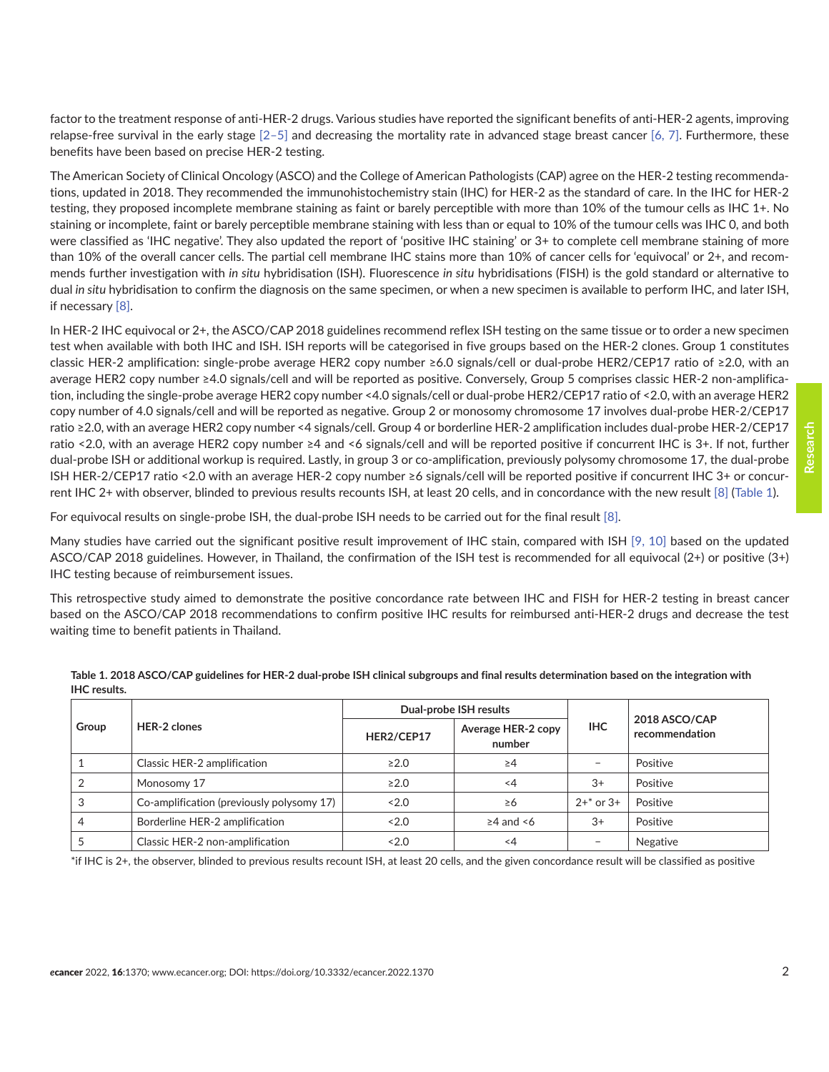factor to the treatment response of anti-HER-2 drugs. Various studies have reported the significant benefits of anti-HER-2 agents, improving relapse-free survival in the early stage [2–5] and decreasing the mortality rate in advanced stage breast cancer [6, 7]. Furthermore, these benefits have been based on precise HER-2 testing.

The American Society of Clinical Oncology (ASCO) and the College of American Pathologists (CAP) agree on the HER-2 testing recommendations, updated in 2018. They recommended the immunohistochemistry stain (IHC) for HER-2 as the standard of care. In the IHC for HER-2 testing, they proposed incomplete membrane staining as faint or barely perceptible with more than 10% of the tumour cells as IHC 1+. No staining or incomplete, faint or barely perceptible membrane staining with less than or equal to 10% of the tumour cells was IHC 0, and both were classified as 'IHC negative'. They also updated the report of 'positive IHC staining' or 3+ to complete cell membrane staining of more than 10% of the overall cancer cells. The partial cell membrane IHC stains more than 10% of cancer cells for 'equivocal' or 2+, and recommends further investigation with *in situ* hybridisation (ISH). Fluorescence *in situ* hybridisations (FISH) is the gold standard or alternative to dual *in situ* hybridisation to confirm the diagnosis on the same specimen, or when a new specimen is available to perform IHC, and later ISH, if necessary [8].

In HER-2 IHC equivocal or 2+, the ASCO/CAP 2018 guidelines recommend reflex ISH testing on the same tissue or to order a new specimen test when available with both IHC and ISH. ISH reports will be categorised in five groups based on the HER-2 clones. Group 1 constitutes classic HER-2 amplification: single-probe average HER2 copy number ≥6.0 signals/cell or dual-probe HER2/CEP17 ratio of ≥2.0, with an average HER2 copy number ≥4.0 signals/cell and will be reported as positive. Conversely, Group 5 comprises classic HER-2 non-amplification, including the single-probe average HER2 copy number <4.0 signals/cell or dual-probe HER2/CEP17 ratio of <2.0, with an average HER2 copy number of 4.0 signals/cell and will be reported as negative. Group 2 or monosomy chromosome 17 involves dual-probe HER-2/CEP17 ratio ≥2.0, with an average HER2 copy number <4 signals/cell. Group 4 or borderline HER-2 amplification includes dual-probe HER-2/CEP17 ratio <2.0, with an average HER2 copy number ≥4 and <6 signals/cell and will be reported positive if concurrent IHC is 3+. If not, further dual-probe ISH or additional workup is required. Lastly, in group 3 or co-amplification, previously polysomy chromosome 17, the dual-probe ISH HER-2/CEP17 ratio <2.0 with an average HER-2 copy number ≥6 signals/cell will be reported positive if concurrent IHC 3+ or concurrent IHC 2+ with observer, blinded to previous results recounts ISH, at least 20 cells, and in concordance with the new result [8] (Table 1).

For equivocal results on single-probe ISH, the dual-probe ISH needs to be carried out for the final result [8].

Many studies have carried out the significant positive result improvement of IHC stain, compared with ISH [9, 10] based on the updated ASCO/CAP 2018 guidelines. However, in Thailand, the confirmation of the ISH test is recommended for all equivocal (2+) or positive (3+) IHC testing because of reimbursement issues.

This retrospective study aimed to demonstrate the positive concordance rate between IHC and FISH for HER-2 testing in breast cancer based on the ASCO/CAP 2018 recommendations to confirm positive IHC results for reimbursed anti-HER-2 drugs and decrease the test waiting time to benefit patients in Thailand.

**Table 1. 2018 ASCO/CAP guidelines for HER-2 dual-probe ISH clinical subgroups and final results determination based on the integration with IHC results.**

| Group | HER-2 clones | Dual-probe ISH results | | IHC | 2018 ASCO/CAP recommendation |
|---|---|---|---|---|---|
| | | HER2/CEP17 | Average HER-2 copy number | | |
| 1 | Classic HER-2 amplification | ≥2.0 | ≥4 | – | Positive |
| 2 | Monosomy 17 | ≥2.0 | <4 | 3+ | Positive |
| 3 | Co-amplification (previously polysomy 17) | <2.0 | ≥6 | 2+* or 3+ | Positive |
| 4 | Borderline HER-2 amplification | <2.0 | ≥4 and <6 | 3+ | Positive |
| 5 | Classic HER-2 non-amplification | <2.0 | <4 | – | Negative |

*if IHC is 2+, the observer, blinded to previous results recount ISH, at least 20 cells, and the given concordance result will be classified as positive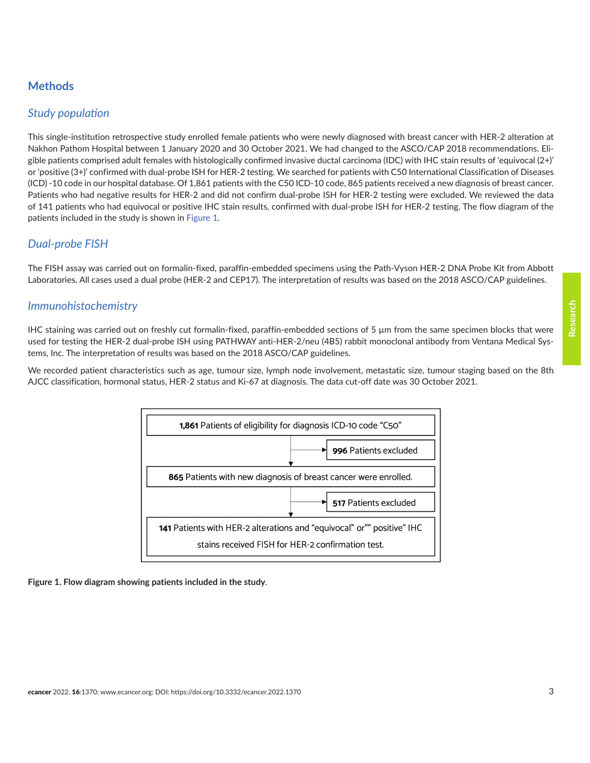## Methods

### *Study population*

This single-institution retrospective study enrolled female patients who were newly diagnosed with breast cancer with HER-2 alteration at Nakhon Pathom Hospital between 1 January 2020 and 30 October 2021. We had changed to the ASCO/CAP 2018 recommendations. Eligible patients comprised adult females with histologically confirmed invasive ductal carcinoma (IDC) with IHC stain results of 'equivocal (2+)' or 'positive (3+)' confirmed with dual-probe ISH for HER-2 testing. We searched for patients with C50 International Classification of Diseases (ICD) -10 code in our hospital database. Of 1,861 patients with the C50 ICD-10 code, 865 patients received a new diagnosis of breast cancer. Patients who had negative results for HER-2 and did not confirm dual-probe ISH for HER-2 testing were excluded. We reviewed the data of 141 patients who had equivocal or positive IHC stain results, confirmed with dual-probe ISH for HER-2 testing. The flow diagram of the patients included in the study is shown in Figure 1.

### *Dual-probe FISH*

The FISH assay was carried out on formalin-fixed, paraffin-embedded specimens using the Path-Vyson HER-2 DNA Probe Kit from Abbott Laboratories. All cases used a dual probe (HER-2 and CEP17). The interpretation of results was based on the 2018 ASCO/CAP guidelines.

### *Immunohistochemistry*

IHC staining was carried out on freshly cut formalin-fixed, paraffin-embedded sections of 5 μm from the same specimen blocks that were used for testing the HER-2 dual-probe ISH using PATHWAY anti-HER-2/neu (4B5) rabbit monoclonal antibody from Ventana Medical Systems, Inc. The interpretation of results was based on the 2018 ASCO/CAP guidelines.

We recorded patient characteristics such as age, tumour size, lymph node involvement, metastatic size, tumour staging based on the 8th AJCC classification, hormonal status, HER-2 status and Ki-67 at diagnosis. The data cut-off date was 30 October 2021.

**1,861** Patients of eligibility for diagnosis ICD-10 code "C50"

→ **996** Patients excluded

**865** Patients with new diagnosis of breast cancer were enrolled.

→ **517** Patients excluded

**141** Patients with HER-2 alterations and "equivocal" or"" positive" IHC stains received FISH for HER-2 confirmation test.

**Figure 1. Flow diagram showing patients included in the study**.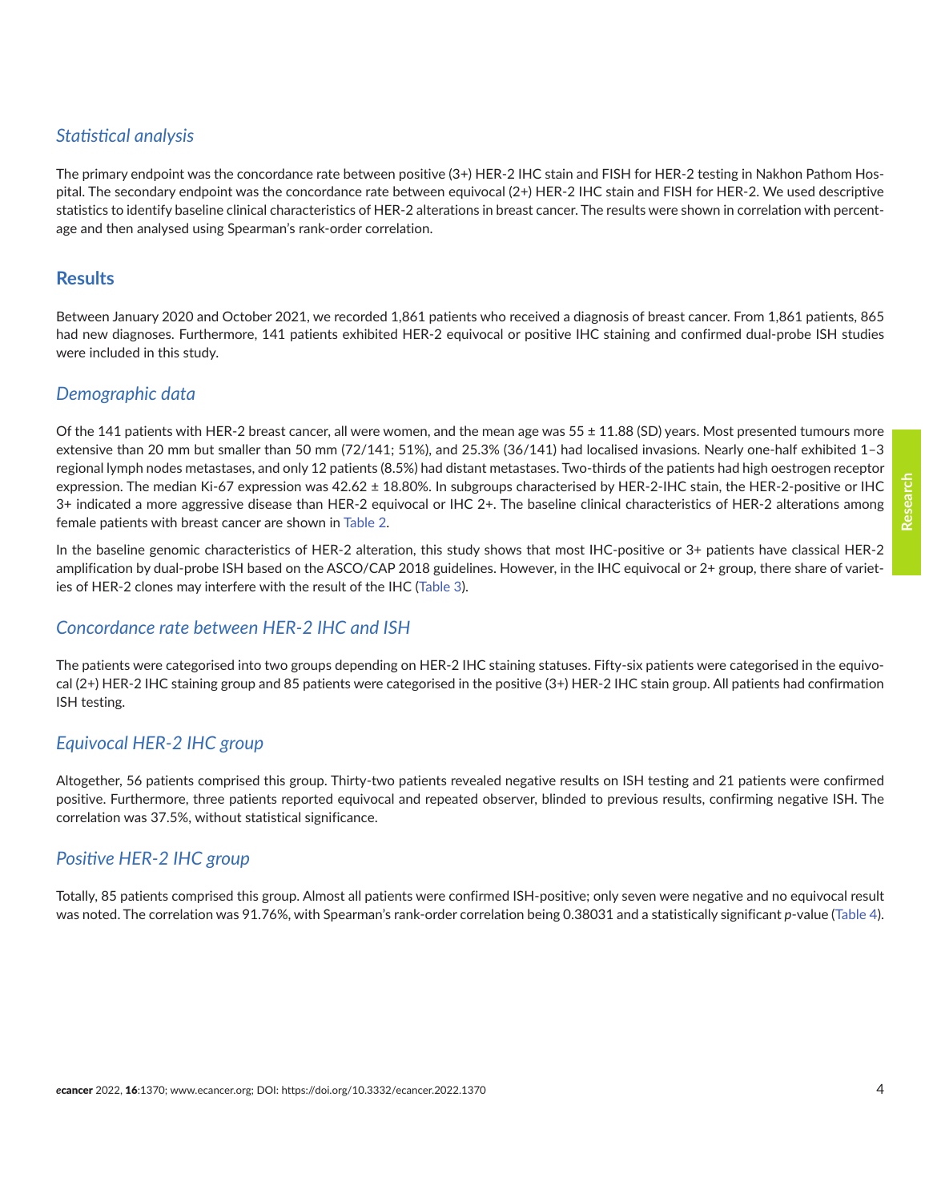## *Statistical analysis*

The primary endpoint was the concordance rate between positive (3+) HER-2 IHC stain and FISH for HER-2 testing in Nakhon Pathom Hospital. The secondary endpoint was the concordance rate between equivocal (2+) HER-2 IHC stain and FISH for HER-2. We used descriptive statistics to identify baseline clinical characteristics of HER-2 alterations in breast cancer. The results were shown in correlation with percentage and then analysed using Spearman's rank-order correlation.

## Results

Between January 2020 and October 2021, we recorded 1,861 patients who received a diagnosis of breast cancer. From 1,861 patients, 865 had new diagnoses. Furthermore, 141 patients exhibited HER-2 equivocal or positive IHC staining and confirmed dual-probe ISH studies were included in this study.

### *Demographic data*

Of the 141 patients with HER-2 breast cancer, all were women, and the mean age was 55 ± 11.88 (SD) years. Most presented tumours more extensive than 20 mm but smaller than 50 mm (72/141; 51%), and 25.3% (36/141) had localised invasions. Nearly one-half exhibited 1–3 regional lymph nodes metastases, and only 12 patients (8.5%) had distant metastases. Two-thirds of the patients had high oestrogen receptor expression. The median Ki-67 expression was 42.62 ± 18.80%. In subgroups characterised by HER-2-IHC stain, the HER-2-positive or IHC 3+ indicated a more aggressive disease than HER-2 equivocal or IHC 2+. The baseline clinical characteristics of HER-2 alterations among female patients with breast cancer are shown in Table 2.

In the baseline genomic characteristics of HER-2 alteration, this study shows that most IHC-positive or 3+ patients have classical HER-2 amplification by dual-probe ISH based on the ASCO/CAP 2018 guidelines. However, in the IHC equivocal or 2+ group, there share of varieties of HER-2 clones may interfere with the result of the IHC (Table 3).

### *Concordance rate between HER-2 IHC and ISH*

The patients were categorised into two groups depending on HER-2 IHC staining statuses. Fifty-six patients were categorised in the equivocal (2+) HER-2 IHC staining group and 85 patients were categorised in the positive (3+) HER-2 IHC stain group. All patients had confirmation ISH testing.

### *Equivocal HER-2 IHC group*

Altogether, 56 patients comprised this group. Thirty-two patients revealed negative results on ISH testing and 21 patients were confirmed positive. Furthermore, three patients reported equivocal and repeated observer, blinded to previous results, confirming negative ISH. The correlation was 37.5%, without statistical significance.

### *Positive HER-2 IHC group*

Totally, 85 patients comprised this group. Almost all patients were confirmed ISH-positive; only seven were negative and no equivocal result was noted. The correlation was 91.76%, with Spearman's rank-order correlation being 0.38031 and a statistically significant *p*-value (Table 4).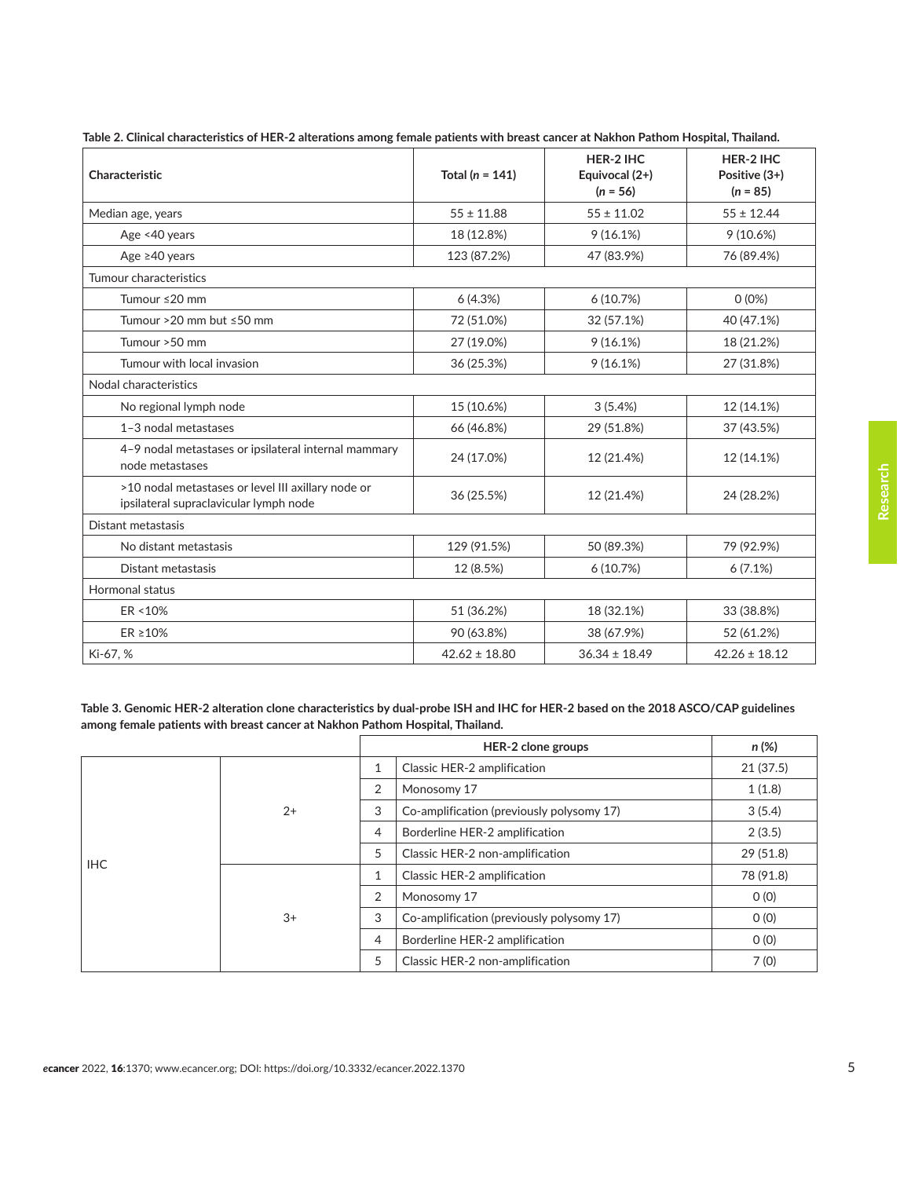**Table 2. Clinical characteristics of HER-2 alterations among female patients with breast cancer at Nakhon Pathom Hospital, Thailand.**

| Characteristic | Total ($n$ = 141) | HER-2 IHC Equivocal (2+) ($n$ = 56) | HER-2 IHC Positive (3+) ($n$ = 85) |
|---|---|---|---|
| Median age, years | 55 ± 11.88 | 55 ± 11.02 | 55 ± 12.44 |
| Age <40 years | 18 (12.8%) | 9 (16.1%) | 9 (10.6%) |
| Age ≥40 years | 123 (87.2%) | 47 (83.9%) | 76 (89.4%) |
| Tumour characteristics | | | |
| Tumour ≤20 mm | 6 (4.3%) | 6 (10.7%) | 0 (0%) |
| Tumour >20 mm but ≤50 mm | 72 (51.0%) | 32 (57.1%) | 40 (47.1%) |
| Tumour >50 mm | 27 (19.0%) | 9 (16.1%) | 18 (21.2%) |
| Tumour with local invasion | 36 (25.3%) | 9 (16.1%) | 27 (31.8%) |
| Nodal characteristics | | | |
| No regional lymph node | 15 (10.6%) | 3 (5.4%) | 12 (14.1%) |
| 1–3 nodal metastases | 66 (46.8%) | 29 (51.8%) | 37 (43.5%) |
| 4–9 nodal metastases or ipsilateral internal mammary node metastases | 24 (17.0%) | 12 (21.4%) | 12 (14.1%) |
| >10 nodal metastases or level III axillary node or ipsilateral supraclavicular lymph node | 36 (25.5%) | 12 (21.4%) | 24 (28.2%) |
| Distant metastasis | | | |
| No distant metastasis | 129 (91.5%) | 50 (89.3%) | 79 (92.9%) |
| Distant metastasis | 12 (8.5%) | 6 (10.7%) | 6 (7.1%) |
| Hormonal status | | | |
| ER <10% | 51 (36.2%) | 18 (32.1%) | 33 (38.8%) |
| ER ≥10% | 90 (63.8%) | 38 (67.9%) | 52 (61.2%) |
| Ki-67, % | 42.62 ± 18.80 | 36.34 ± 18.49 | 42.26 ± 18.12 |

**Table 3. Genomic HER-2 alteration clone characteristics by dual-probe ISH and IHC for HER-2 based on the 2018 ASCO/CAP guidelines among female patients with breast cancer at Nakhon Pathom Hospital, Thailand.**

| | | HER-2 clone groups | | $n$ (%) |
|---|---|---|---|---|
| IHC | 2+ | 1 | Classic HER-2 amplification | 21 (37.5) |
| | | 2 | Monosomy 17 | 1 (1.8) |
| | | 3 | Co-amplification (previously polysomy 17) | 3 (5.4) |
| | | 4 | Borderline HER-2 amplification | 2 (3.5) |
| | | 5 | Classic HER-2 non-amplification | 29 (51.8) |
| | 3+ | 1 | Classic HER-2 amplification | 78 (91.8) |
| | | 2 | Monosomy 17 | 0 (0) |
| | | 3 | Co-amplification (previously polysomy 17) | 0 (0) |
| | | 4 | Borderline HER-2 amplification | 0 (0) |
| | | 5 | Classic HER-2 non-amplification | 7 (0) |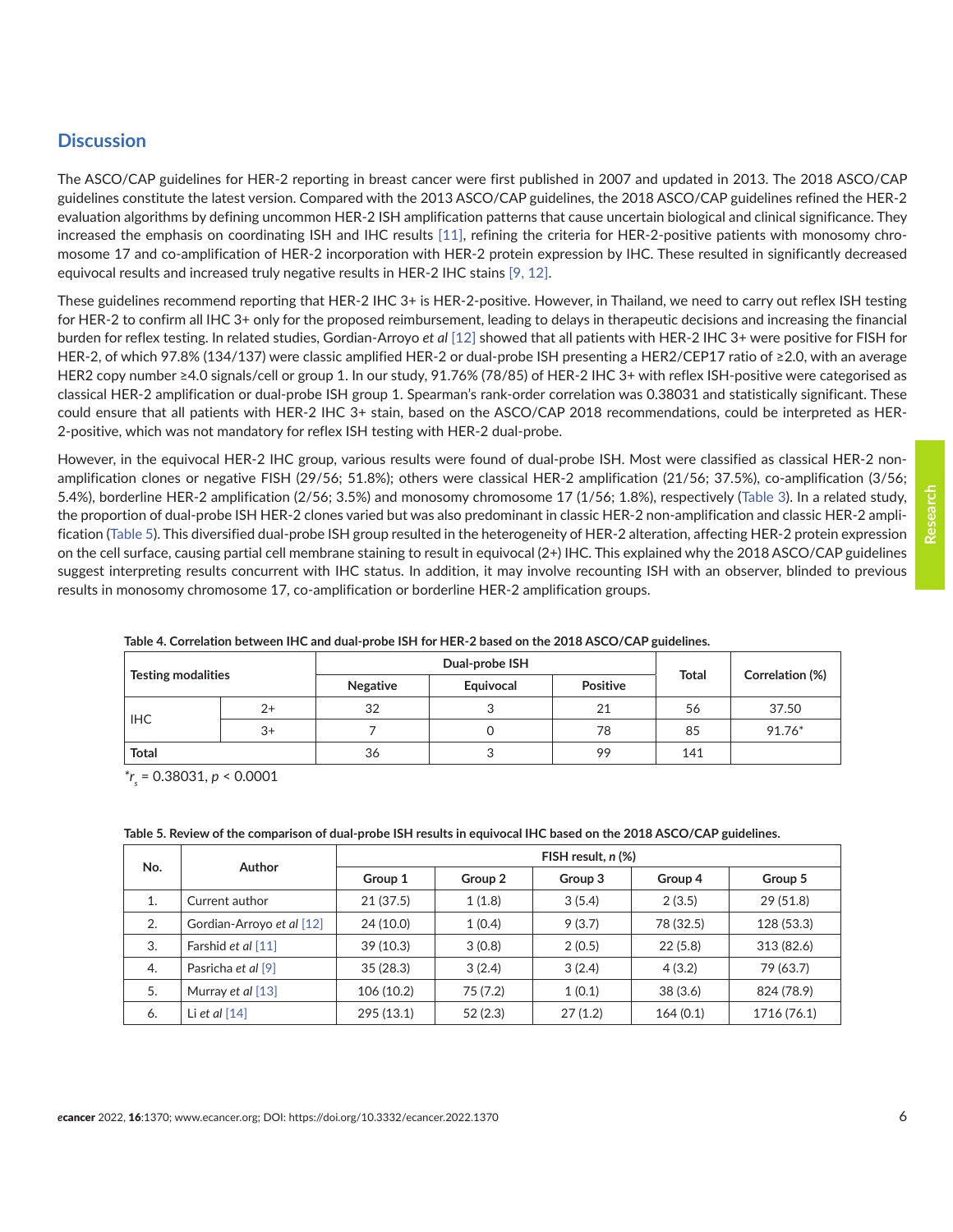## Discussion

The ASCO/CAP guidelines for HER-2 reporting in breast cancer were first published in 2007 and updated in 2013. The 2018 ASCO/CAP guidelines constitute the latest version. Compared with the 2013 ASCO/CAP guidelines, the 2018 ASCO/CAP guidelines refined the HER-2 evaluation algorithms by defining uncommon HER-2 ISH amplification patterns that cause uncertain biological and clinical significance. They increased the emphasis on coordinating ISH and IHC results [11], refining the criteria for HER-2-positive patients with monosomy chromosome 17 and co-amplification of HER-2 incorporation with HER-2 protein expression by IHC. These resulted in significantly decreased equivocal results and increased truly negative results in HER-2 IHC stains [9, 12].

These guidelines recommend reporting that HER-2 IHC 3+ is HER-2-positive. However, in Thailand, we need to carry out reflex ISH testing for HER-2 to confirm all IHC 3+ only for the proposed reimbursement, leading to delays in therapeutic decisions and increasing the financial burden for reflex testing. In related studies, Gordian-Arroyo *et al* [12] showed that all patients with HER-2 IHC 3+ were positive for FISH for HER-2, of which 97.8% (134/137) were classic amplified HER-2 or dual-probe ISH presenting a HER2/CEP17 ratio of ≥2.0, with an average HER2 copy number ≥4.0 signals/cell or group 1. In our study, 91.76% (78/85) of HER-2 IHC 3+ with reflex ISH-positive were categorised as classical HER-2 amplification or dual-probe ISH group 1. Spearman's rank-order correlation was 0.38031 and statistically significant. These could ensure that all patients with HER-2 IHC 3+ stain, based on the ASCO/CAP 2018 recommendations, could be interpreted as HER-2-positive, which was not mandatory for reflex ISH testing with HER-2 dual-probe.

However, in the equivocal HER-2 IHC group, various results were found of dual-probe ISH. Most were classified as classical HER-2 non-amplification clones or negative FISH (29/56; 51.8%); others were classical HER-2 amplification (21/56; 37.5%), co-amplification (3/56; 5.4%), borderline HER-2 amplification (2/56; 3.5%) and monosomy chromosome 17 (1/56; 1.8%), respectively (Table 3). In a related study, the proportion of dual-probe ISH HER-2 clones varied but was also predominant in classic HER-2 non-amplification and classic HER-2 amplification (Table 5). This diversified dual-probe ISH group resulted in the heterogeneity of HER-2 alteration, affecting HER-2 protein expression on the cell surface, causing partial cell membrane staining to result in equivocal (2+) IHC. This explained why the 2018 ASCO/CAP guidelines suggest interpreting results concurrent with IHC status. In addition, it may involve recounting ISH with an observer, blinded to previous results in monosomy chromosome 17, co-amplification or borderline HER-2 amplification groups.

**Table 4. Correlation between IHC and dual-probe ISH for HER-2 based on the 2018 ASCO/CAP guidelines.**

| Testing modalities | | Dual-probe ISH | | | Total | Correlation (%) |
|---|---|---|---|---|---|---|
| | | Negative | Equivocal | Positive | | |
| IHC | 2+ | 32 | 3 | 21 | 56 | 37.50 |
| | 3+ | 7 | 0 | 78 | 85 | 91.76* |
| Total | | 36 | 3 | 99 | 141 | |

$^{*}r_s = 0.38031$, $p < 0.0001$

**Table 5. Review of the comparison of dual-probe ISH results in equivocal IHC based on the 2018 ASCO/CAP guidelines.**

| No. | Author | FISH result, *n* (%) | | | | |
|---|---|---|---|---|---|---|
| | | Group 1 | Group 2 | Group 3 | Group 4 | Group 5 |
| 1. | Current author | 21 (37.5) | 1 (1.8) | 3 (5.4) | 2 (3.5) | 29 (51.8) |
| 2. | Gordian-Arroyo *et al* [12] | 24 (10.0) | 1 (0.4) | 9 (3.7) | 78 (32.5) | 128 (53.3) |
| 3. | Farshid *et al* [11] | 39 (10.3) | 3 (0.8) | 2 (0.5) | 22 (5.8) | 313 (82.6) |
| 4. | Pasricha *et al* [9] | 35 (28.3) | 3 (2.4) | 3 (2.4) | 4 (3.2) | 79 (63.7) |
| 5. | Murray *et al* [13] | 106 (10.2) | 75 (7.2) | 1 (0.1) | 38 (3.6) | 824 (78.9) |
| 6. | Li *et al* [14] | 295 (13.1) | 52 (2.3) | 27 (1.2) | 164 (0.1) | 1716 (76.1) |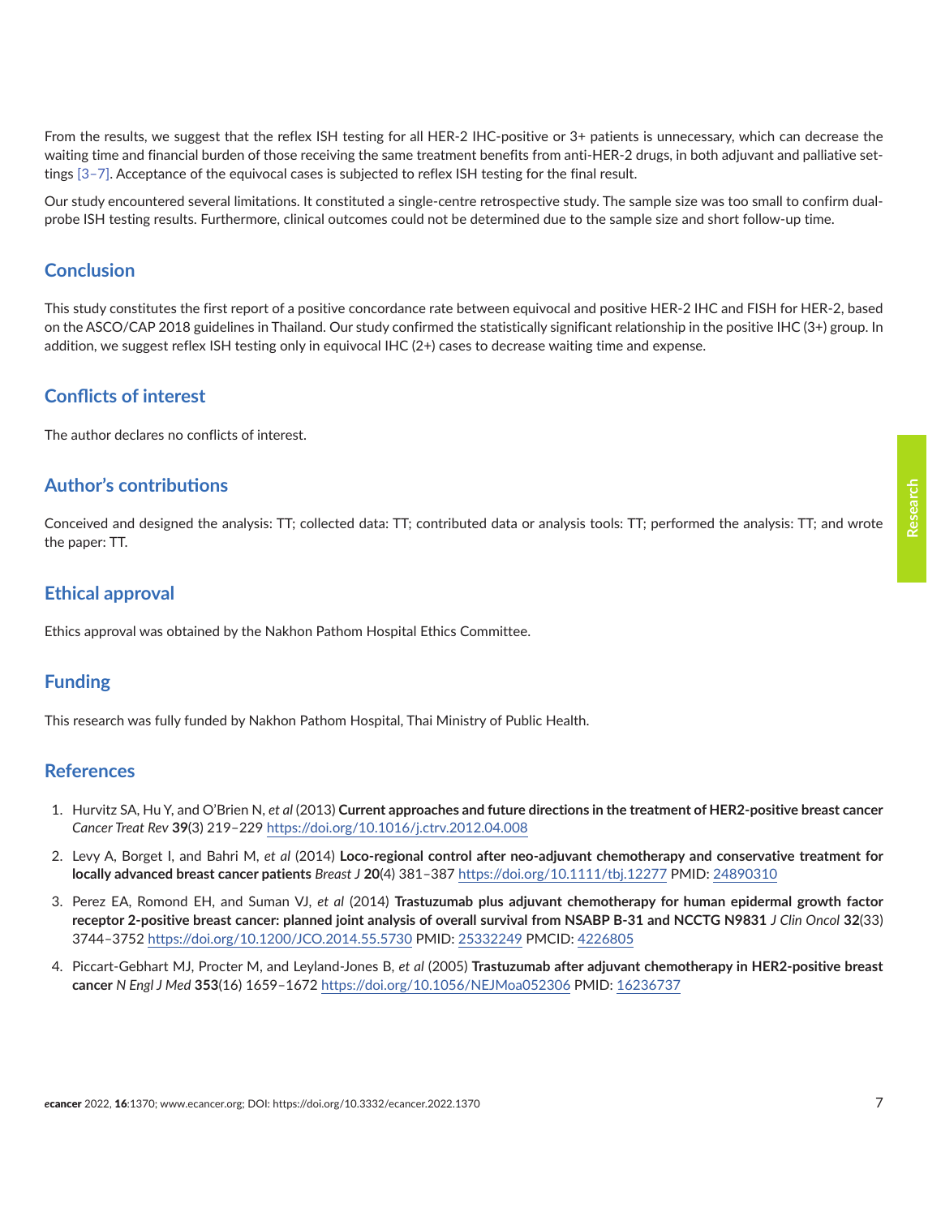From the results, we suggest that the reflex ISH testing for all HER-2 IHC-positive or 3+ patients is unnecessary, which can decrease the waiting time and financial burden of those receiving the same treatment benefits from anti-HER-2 drugs, in both adjuvant and palliative settings [3–7]. Acceptance of the equivocal cases is subjected to reflex ISH testing for the final result.

Our study encountered several limitations. It constituted a single-centre retrospective study. The sample size was too small to confirm dual-probe ISH testing results. Furthermore, clinical outcomes could not be determined due to the sample size and short follow-up time.

## Conclusion

This study constitutes the first report of a positive concordance rate between equivocal and positive HER-2 IHC and FISH for HER-2, based on the ASCO/CAP 2018 guidelines in Thailand. Our study confirmed the statistically significant relationship in the positive IHC (3+) group. In addition, we suggest reflex ISH testing only in equivocal IHC (2+) cases to decrease waiting time and expense.

## Conflicts of interest

The author declares no conflicts of interest.

## Author's contributions

Conceived and designed the analysis: TT; collected data: TT; contributed data or analysis tools: TT; performed the analysis: TT; and wrote the paper: TT.

## Ethical approval

Ethics approval was obtained by the Nakhon Pathom Hospital Ethics Committee.

## Funding

This research was fully funded by Nakhon Pathom Hospital, Thai Ministry of Public Health.

## References

1. Hurvitz SA, Hu Y, and O'Brien N, *et al* (2013) **Current approaches and future directions in the treatment of HER2-positive breast cancer** *Cancer Treat Rev* **39**(3) 219–229 https://doi.org/10.1016/j.ctrv.2012.04.008
2. Levy A, Borget I, and Bahri M, *et al* (2014) **Loco-regional control after neo-adjuvant chemotherapy and conservative treatment for locally advanced breast cancer patients** *Breast J* **20**(4) 381–387 https://doi.org/10.1111/tbj.12277 PMID: 24890310
3. Perez EA, Romond EH, and Suman VJ, *et al* (2014) **Trastuzumab plus adjuvant chemotherapy for human epidermal growth factor receptor 2-positive breast cancer: planned joint analysis of overall survival from NSABP B-31 and NCCTG N9831** *J Clin Oncol* **32**(33) 3744–3752 https://doi.org/10.1200/JCO.2014.55.5730 PMID: 25332249 PMCID: 4226805
4. Piccart-Gebhart MJ, Procter M, and Leyland-Jones B, *et al* (2005) **Trastuzumab after adjuvant chemotherapy in HER2-positive breast cancer** *N Engl J Med* **353**(16) 1659–1672 https://doi.org/10.1056/NEJMoa052306 PMID: 16236737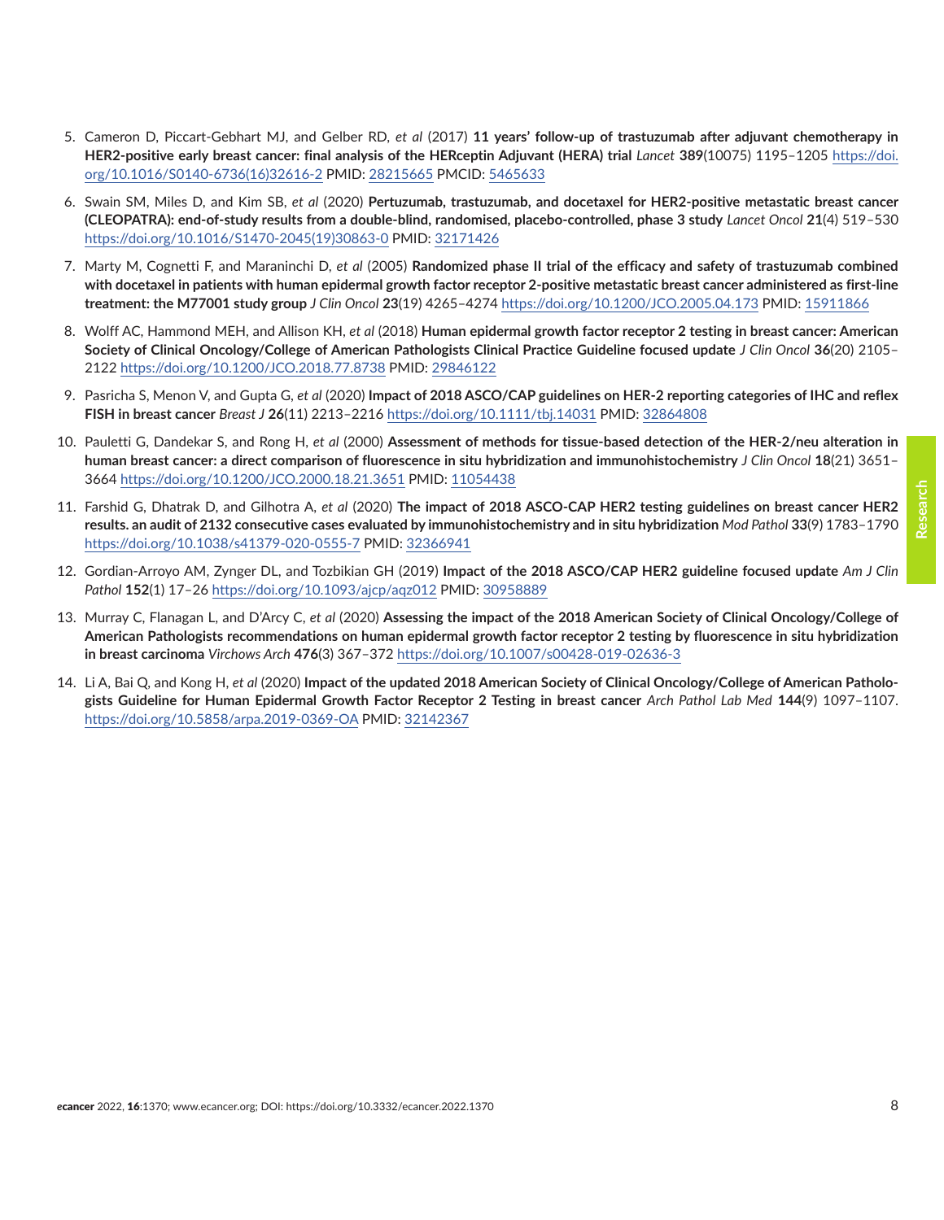5. Cameron D, Piccart-Gebhart MJ, and Gelber RD, *et al* (2017) **11 years' follow-up of trastuzumab after adjuvant chemotherapy in HER2-positive early breast cancer: final analysis of the HERceptin Adjuvant (HERA) trial** *Lancet* **389**(10075) 1195–1205 https://doi.org/10.1016/S0140-6736(16)32616-2 PMID: 28215665 PMCID: 5465633

6. Swain SM, Miles D, and Kim SB, *et al* (2020) **Pertuzumab, trastuzumab, and docetaxel for HER2-positive metastatic breast cancer (CLEOPATRA): end-of-study results from a double-blind, randomised, placebo-controlled, phase 3 study** *Lancet Oncol* **21**(4) 519–530 https://doi.org/10.1016/S1470-2045(19)30863-0 PMID: 32171426

7. Marty M, Cognetti F, and Maraninchi D, *et al* (2005) **Randomized phase II trial of the efficacy and safety of trastuzumab combined with docetaxel in patients with human epidermal growth factor receptor 2-positive metastatic breast cancer administered as first-line treatment: the M77001 study group** *J Clin Oncol* **23**(19) 4265–4274 https://doi.org/10.1200/JCO.2005.04.173 PMID: 15911866

8. Wolff AC, Hammond MEH, and Allison KH, *et al* (2018) **Human epidermal growth factor receptor 2 testing in breast cancer: American Society of Clinical Oncology/College of American Pathologists Clinical Practice Guideline focused update** *J Clin Oncol* **36**(20) 2105–2122 https://doi.org/10.1200/JCO.2018.77.8738 PMID: 29846122

9. Pasricha S, Menon V, and Gupta G, *et al* (2020) **Impact of 2018 ASCO/CAP guidelines on HER-2 reporting categories of IHC and reflex FISH in breast cancer** *Breast J* **26**(11) 2213–2216 https://doi.org/10.1111/tbj.14031 PMID: 32864808

10. Pauletti G, Dandekar S, and Rong H, *et al* (2000) **Assessment of methods for tissue-based detection of the HER-2/neu alteration in human breast cancer: a direct comparison of fluorescence in situ hybridization and immunohistochemistry** *J Clin Oncol* **18**(21) 3651–3664 https://doi.org/10.1200/JCO.2000.18.21.3651 PMID: 11054438

11. Farshid G, Dhatrak D, and Gilhotra A, *et al* (2020) **The impact of 2018 ASCO-CAP HER2 testing guidelines on breast cancer HER2 results. an audit of 2132 consecutive cases evaluated by immunohistochemistry and in situ hybridization** *Mod Pathol* **33**(9) 1783–1790 https://doi.org/10.1038/s41379-020-0555-7 PMID: 32366941

12. Gordian-Arroyo AM, Zynger DL, and Tozbikian GH (2019) **Impact of the 2018 ASCO/CAP HER2 guideline focused update** *Am J Clin Pathol* **152**(1) 17–26 https://doi.org/10.1093/ajcp/aqz012 PMID: 30958889

13. Murray C, Flanagan L, and D'Arcy C, *et al* (2020) **Assessing the impact of the 2018 American Society of Clinical Oncology/College of American Pathologists recommendations on human epidermal growth factor receptor 2 testing by fluorescence in situ hybridization in breast carcinoma** *Virchows Arch* **476**(3) 367–372 https://doi.org/10.1007/s00428-019-02636-3

14. Li A, Bai Q, and Kong H, *et al* (2020) **Impact of the updated 2018 American Society of Clinical Oncology/College of American Pathologists Guideline for Human Epidermal Growth Factor Receptor 2 Testing in breast cancer** *Arch Pathol Lab Med* **144**(9) 1097–1107. https://doi.org/10.5858/arpa.2019-0369-OA PMID: 32142367